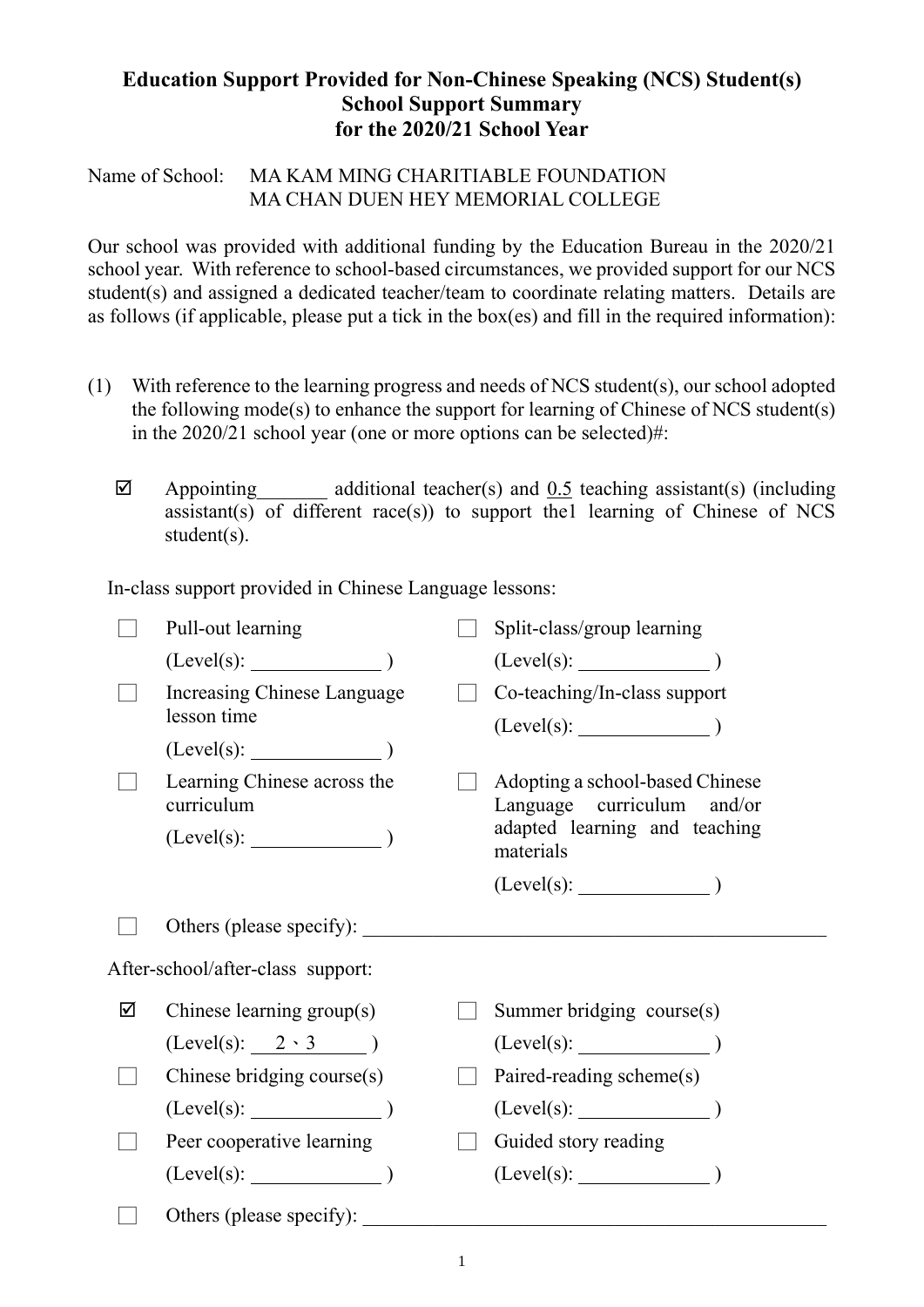**Education Support Provided for Non-Chinese Speaking (NCS) Student(s)**
**School Support Summary**
**for the 2020/21 School Year**

Name of School: MA KAM MING CHARITIABLE FOUNDATION
MA CHAN DUEN HEY MEMORIAL COLLEGE

Our school was provided with additional funding by the Education Bureau in the 2020/21 school year. With reference to school-based circumstances, we provided support for our NCS student(s) and assigned a dedicated teacher/team to coordinate relating matters. Details are as follows (if applicable, please put a tick in the box(es) and fill in the required information):

(1) With reference to the learning progress and needs of NCS student(s), our school adopted the following mode(s) to enhance the support for learning of Chinese of NCS student(s) in the 2020/21 school year (one or more options can be selected)#:

☑ Appointing_______ additional teacher(s) and 0.5 teaching assistant(s) (including assistant(s) of different race(s)) to support the1 learning of Chinese of NCS student(s).

In-class support provided in Chinese Language lessons:

☐ Pull-out learning (Level(s): ____________ )

☐ Split-class/group learning (Level(s): ____________ )

☐ Increasing Chinese Language lesson time (Level(s): ____________ )

☐ Co-teaching/In-class support (Level(s): ____________ )

☐ Learning Chinese across the curriculum (Level(s): ____________ )

☐ Adopting a school-based Chinese Language curriculum and/or adapted learning and teaching materials (Level(s): ____________ )

☐ Others (please specify): ____________________________

After-school/after-class support:

☑ Chinese learning group(s) (Level(s): 2、3 )

☐ Summer bridging course(s) (Level(s): ____________ )

☐ Chinese bridging course(s) (Level(s): ____________ )

☐ Paired-reading scheme(s) (Level(s): ____________ )

☐ Peer cooperative learning (Level(s): ____________ )

☐ Guided story reading (Level(s): ____________ )

☐ Others (please specify): ____________________________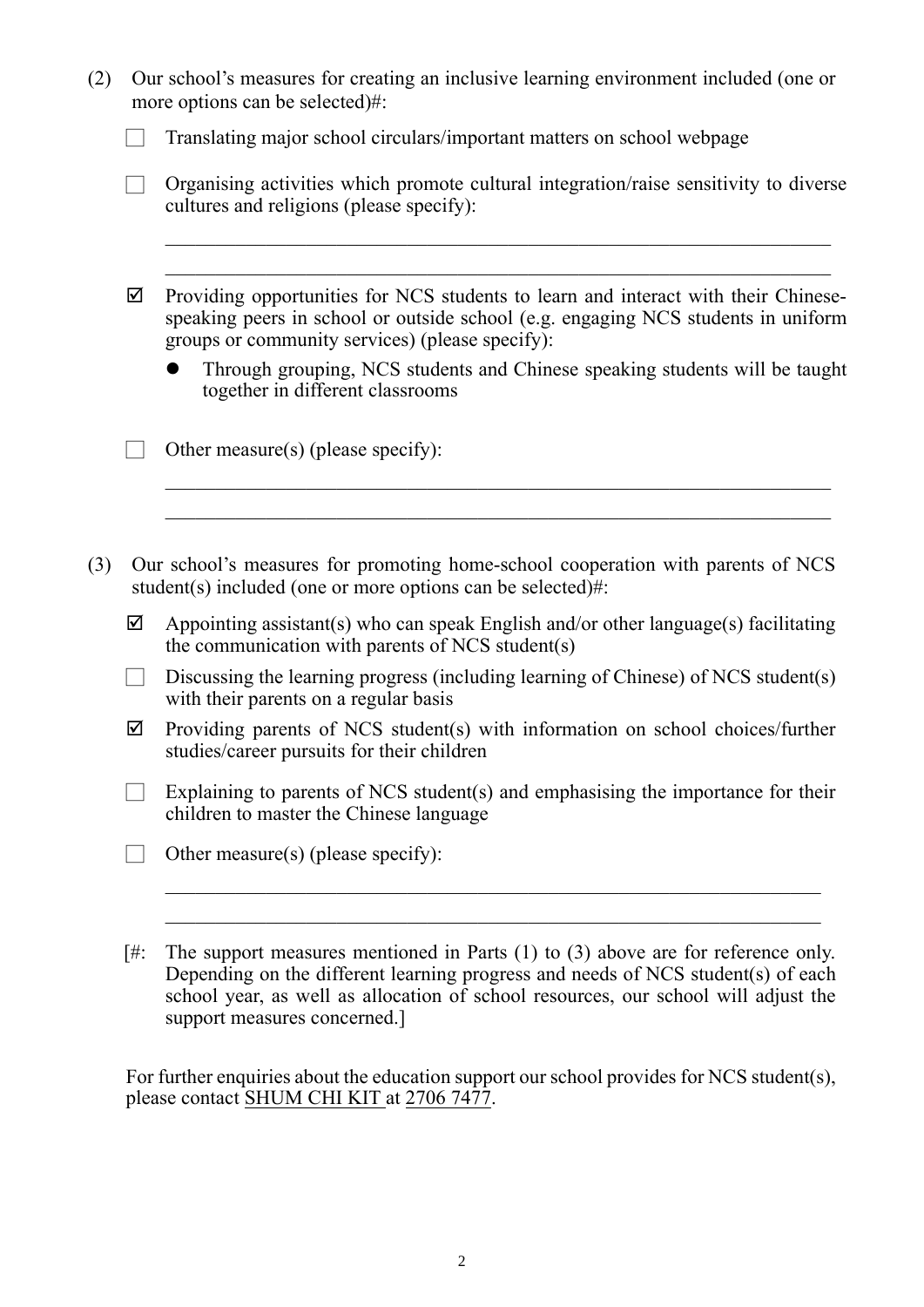(2) Our school's measures for creating an inclusive learning environment included (one or more options can be selected)#:

- ☐ Translating major school circulars/important matters on school webpage
- ☐ Organising activities which promote cultural integration/raise sensitivity to diverse cultures and religions (please specify):

  ______________________________________________________________________

  ______________________________________________________________________

- ☑ Providing opportunities for NCS students to learn and interact with their Chinese-speaking peers in school or outside school (e.g. engaging NCS students in uniform groups or community services) (please specify):
  - Through grouping, NCS students and Chinese speaking students will be taught together in different classrooms
- ☐ Other measure(s) (please specify):

  ______________________________________________________________________

  ______________________________________________________________________

(3) Our school's measures for promoting home-school cooperation with parents of NCS student(s) included (one or more options can be selected)#:

- ☑ Appointing assistant(s) who can speak English and/or other language(s) facilitating the communication with parents of NCS student(s)
- ☐ Discussing the learning progress (including learning of Chinese) of NCS student(s) with their parents on a regular basis
- ☑ Providing parents of NCS student(s) with information on school choices/further studies/career pursuits for their children
- ☐ Explaining to parents of NCS student(s) and emphasising the importance for their children to master the Chinese language
- ☐ Other measure(s) (please specify):

  ______________________________________________________________________

  ______________________________________________________________________

[#: The support measures mentioned in Parts (1) to (3) above are for reference only. Depending on the different learning progress and needs of NCS student(s) of each school year, as well as allocation of school resources, our school will adjust the support measures concerned.]

For further enquiries about the education support our school provides for NCS student(s), please contact SHUM CHI KIT at 2706 7477.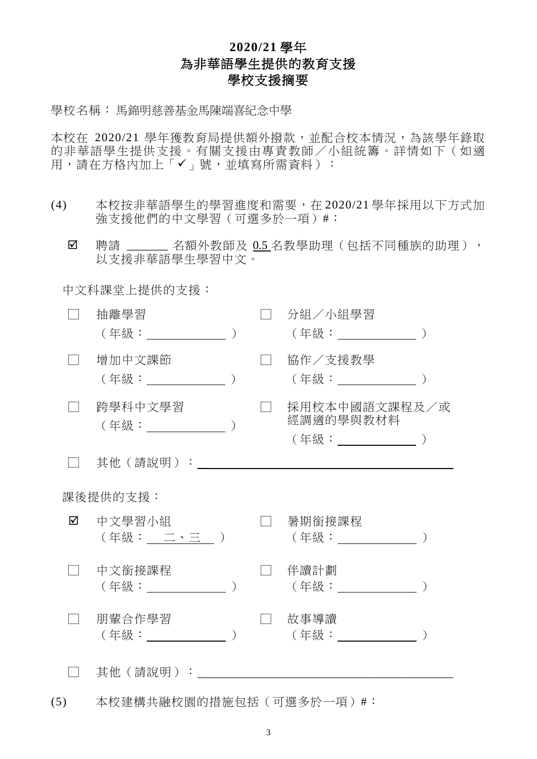# 2020/21 學年
# 為非華語學生提供的教育支援
# 學校支援摘要

學校名稱： 馬錦明慈善基金馬陳端喜紀念中學

本校在 2020/21 學年獲教育局提供額外撥款，並配合校本情況，為該學年錄取的非華語學生提供支援。有關支援由專責教師／小組統籌。詳情如下（如適用，請在方格內加上「✓」號，並填寫所需資料）：

(4) 本校按非華語學生的學習進度和需要，在 2020/21 學年採用以下方式加強支援他們的中文學習（可選多於一項）#：

☑ 聘請 _______ 名額外教師及 0.5 名教學助理（包括不同種族的助理），以支援非華語學生學習中文。

中文科課堂上提供的支援：

☐ 抽離學習（年級：__________）

☐ 分組／小組學習（年級：__________）

☐ 增加中文課節（年級：__________）

☐ 協作／支援教學（年級：__________）

☐ 跨學科中文學習（年級：__________）

☐ 採用校本中國語文課程及／或經調適的學與教材料（年級：__________）

☐ 其他（請說明）：__________

課後提供的支援：

☑ 中文學習小組（年級： 二、三 ）

☐ 暑期銜接課程（年級：__________）

☐ 中文銜接課程（年級：__________）

☐ 伴讀計劃（年級：__________）

☐ 朋輩合作學習（年級：__________）

☐ 故事導讀（年級：__________）

☐ 其他（請說明）：__________

(5) 本校建構共融校園的措施包括（可選多於一項）#：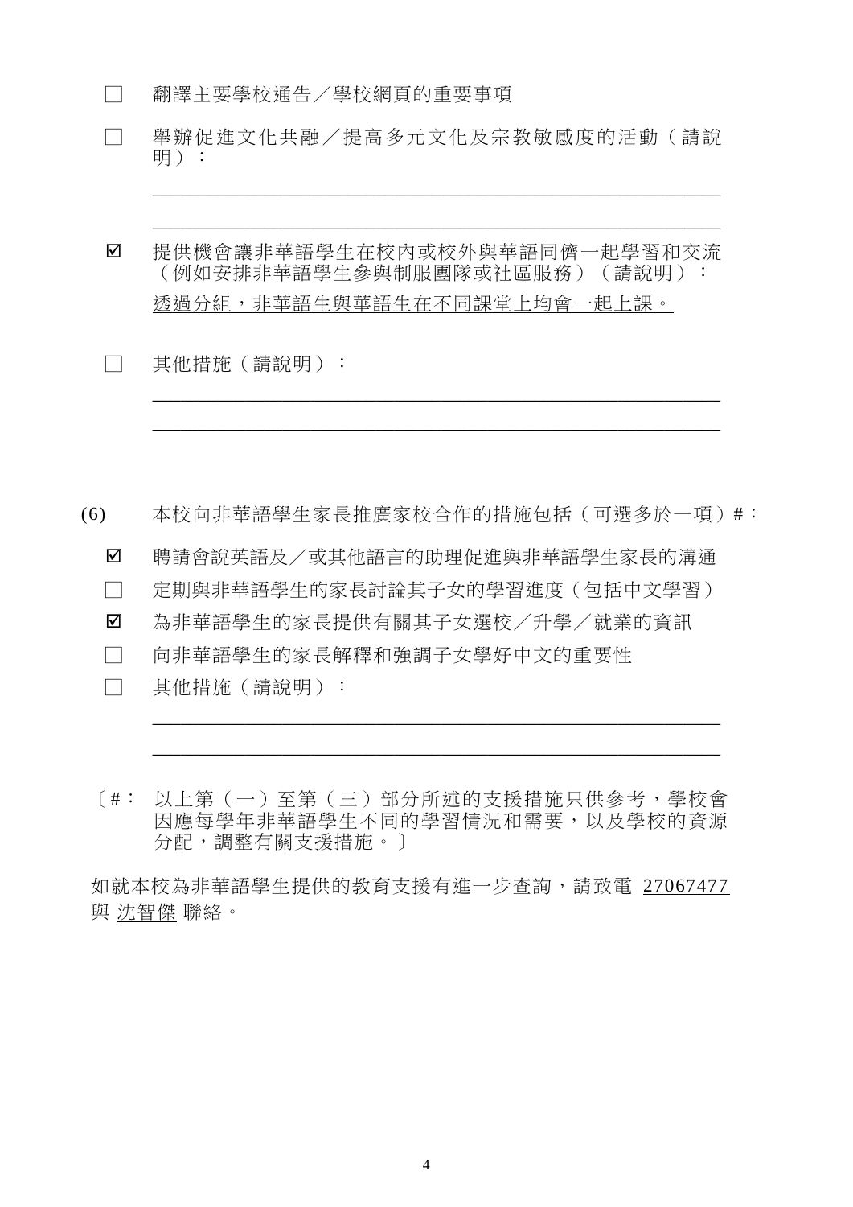☐ 翻譯主要學校通告／學校網頁的重要事項

☐ 舉辦促進文化共融／提高多元文化及宗教敏感度的活動（請說明）：

\_\_\_\_\_\_\_\_\_\_\_\_\_\_\_\_\_\_\_\_\_\_\_\_\_\_\_\_\_\_\_\_\_\_\_\_\_\_\_\_\_\_\_\_\_\_\_\_\_\_\_\_

\_\_\_\_\_\_\_\_\_\_\_\_\_\_\_\_\_\_\_\_\_\_\_\_\_\_\_\_\_\_\_\_\_\_\_\_\_\_\_\_\_\_\_\_\_\_\_\_\_\_\_\_

☑ 提供機會讓非華語學生在校內或校外與華語同儕一起學習和交流（例如安排非華語學生參與制服團隊或社區服務）（請說明）：
<u>透過分組，非華語生與華語生在不同課堂上均會一起上課。</u>

☐ 其他措施（請說明）：

\_\_\_\_\_\_\_\_\_\_\_\_\_\_\_\_\_\_\_\_\_\_\_\_\_\_\_\_\_\_\_\_\_\_\_\_\_\_\_\_\_\_\_\_\_\_\_\_\_\_\_\_

\_\_\_\_\_\_\_\_\_\_\_\_\_\_\_\_\_\_\_\_\_\_\_\_\_\_\_\_\_\_\_\_\_\_\_\_\_\_\_\_\_\_\_\_\_\_\_\_\_\_\_\_

(6) 本校向非華語學生家長推廣家校合作的措施包括（可選多於一項）#：

☑ 聘請會說英語及／或其他語言的助理促進與非華語學生家長的溝通

☐ 定期與非華語學生的家長討論其子女的學習進度（包括中文學習）

☑ 為非華語學生的家長提供有關其子女選校／升學／就業的資訊

☐ 向非華語學生的家長解釋和強調子女學好中文的重要性

☐ 其他措施（請說明）：

\_\_\_\_\_\_\_\_\_\_\_\_\_\_\_\_\_\_\_\_\_\_\_\_\_\_\_\_\_\_\_\_\_\_\_\_\_\_\_\_\_\_\_\_\_\_\_\_\_\_\_\_

\_\_\_\_\_\_\_\_\_\_\_\_\_\_\_\_\_\_\_\_\_\_\_\_\_\_\_\_\_\_\_\_\_\_\_\_\_\_\_\_\_\_\_\_\_\_\_\_\_\_\_\_

〔#： 以上第（一）至第（三）部分所述的支援措施只供參考，學校會因應每學年非華語學生不同的學習情況和需要，以及學校的資源分配，調整有關支援措施。〕

如就本校為非華語學生提供的教育支援有進一步查詢，請致電 <u>27067477</u> 與 <u>沈智傑</u> 聯絡。